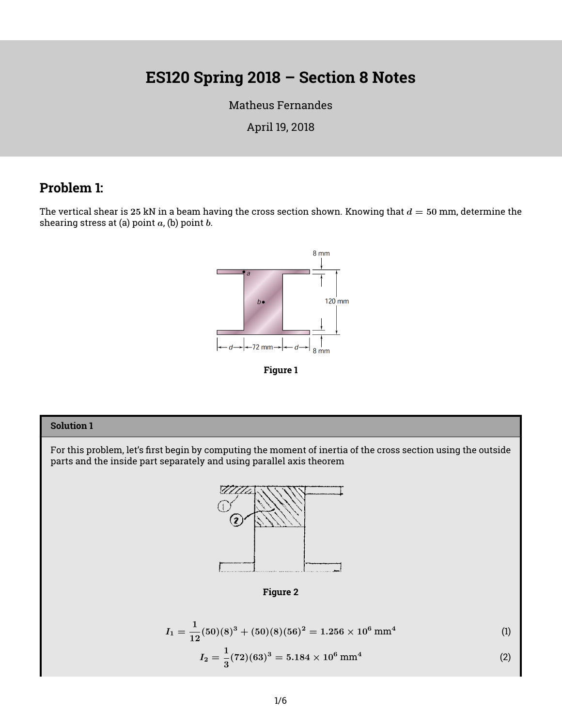# ES120 Spring 2018 – Section 8 Notes

Matheus Fernandes

April 19, 2018

## Problem 1:

The vertical shear is 25 kN in a beam having the cross section shown. Knowing that $d = 50$ mm, determine the shearing stress at (a) point $a$, (b) point $b$.

Figure 1

### Solution 1

For this problem, let's first begin by computing the moment of inertia of the cross section using the outside parts and the inside part separately and using parallel axis theorem

Figure 2

$$I_1 = \frac{1}{12}(50)(8)^3 + (50)(8)(56)^2 = 1.256 \times 10^6 \text{ mm}^4 \tag{1}$$

$$I_2 = \frac{1}{3}(72)(63)^3 = 5.184 \times 10^6 \text{ mm}^4 \tag{2}$$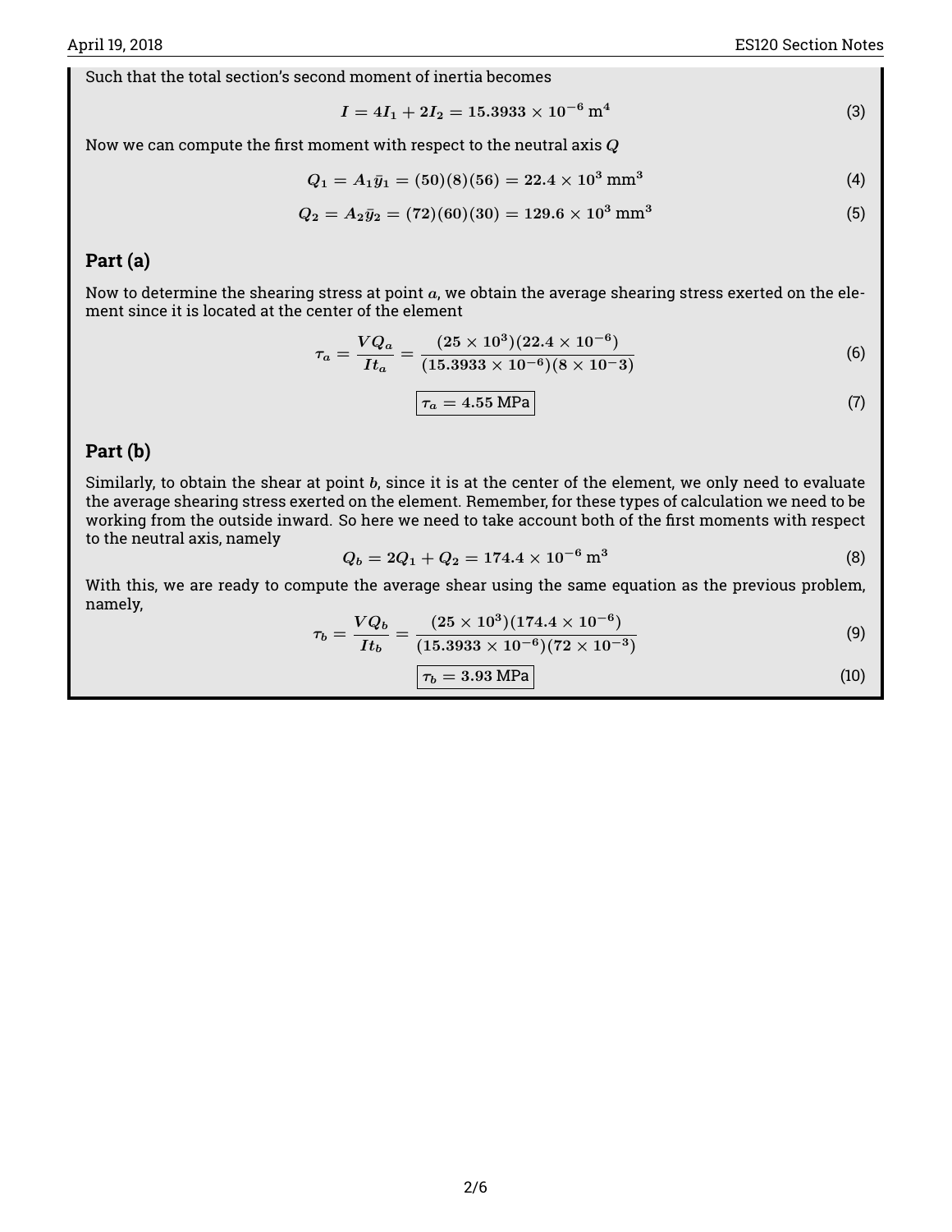Such that the total section's second moment of inertia becomes

$$I = 4I_1 + 2I_2 = 15.3933 \times 10^{-6}\ \text{m}^4 \tag{3}$$

Now we can compute the first moment with respect to the neutral axis $Q$

$$Q_1 = A_1\bar{y}_1 = (50)(8)(56) = 22.4 \times 10^3\ \text{mm}^3 \tag{4}$$

$$Q_2 = A_2\bar{y}_2 = (72)(60)(30) = 129.6 \times 10^3\ \text{mm}^3 \tag{5}$$

## Part (a)

Now to determine the shearing stress at point $a$, we obtain the average shearing stress exerted on the element since it is located at the center of the element

$$\tau_a = \frac{VQ_a}{It_a} = \frac{(25 \times 10^3)(22.4 \times 10^{-6})}{(15.3933 \times 10^{-6})(8 \times 10{-3})} \tag{6}$$

$$\boxed{\tau_a = 4.55\ \text{MPa}} \tag{7}$$

## Part (b)

Similarly, to obtain the shear at point $b$, since it is at the center of the element, we only need to evaluate the average shearing stress exerted on the element. Remember, for these types of calculation we need to be working from the outside inward. So here we need to take account both of the first moments with respect to the neutral axis, namely

$$Q_b = 2Q_1 + Q_2 = 174.4 \times 10^{-6}\ \text{m}^3 \tag{8}$$

With this, we are ready to compute the average shear using the same equation as the previous problem, namely,

$$\tau_b = \frac{VQ_b}{It_b} = \frac{(25 \times 10^3)(174.4 \times 10^{-6})}{(15.3933 \times 10^{-6})(72 \times 10^{-3})} \tag{9}$$

$$\boxed{\tau_b = 3.93\ \text{MPa}} \tag{10}$$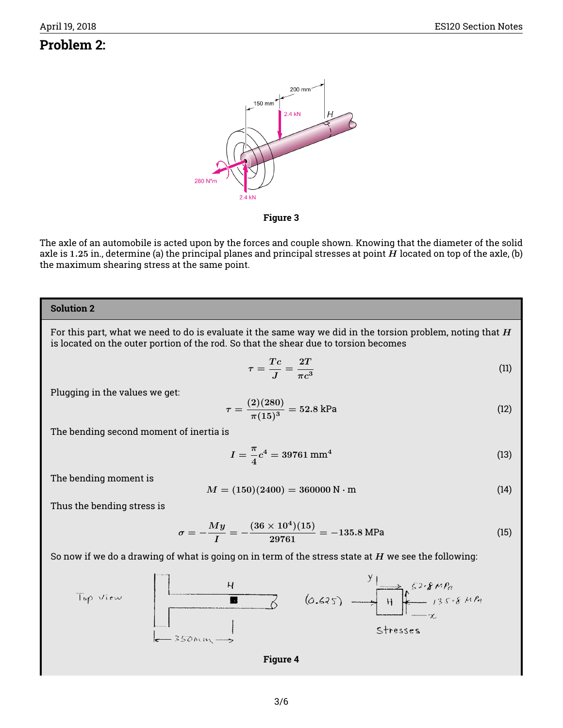## Problem 2:

Figure 3

The axle of an automobile is acted upon by the forces and couple shown. Knowing that the diameter of the solid axle is 1.25 in., determine (a) the principal planes and principal stresses at point $H$ located on top of the axle, (b) the maximum shearing stress at the same point.

**Solution 2**

For this part, what we need to do is evaluate it the same way we did in the torsion problem, noting that $H$ is located on the outer portion of the rod. So that the shear due to torsion becomes

$$\tau = \frac{Tc}{J} = \frac{2T}{\pi c^3} \tag{11}$$

Plugging in the values we get:

$$\tau = \frac{(2)(280)}{\pi(15)^3} = 52.8\,\text{kPa} \tag{12}$$

The bending second moment of inertia is

$$I = \frac{\pi}{4}c^4 = 39761\,\text{mm}^4 \tag{13}$$

The bending moment is

$$M = (150)(2400) = 360000\,\text{N}\cdot\text{m} \tag{14}$$

Thus the bending stress is

$$\sigma = -\frac{My}{I} = -\frac{(36\times10^4)(15)}{29761} = -135.8\,\text{MPa} \tag{15}$$

So now if we do a drawing of what is going on in term of the stress state at $H$ we see the following:

Figure 4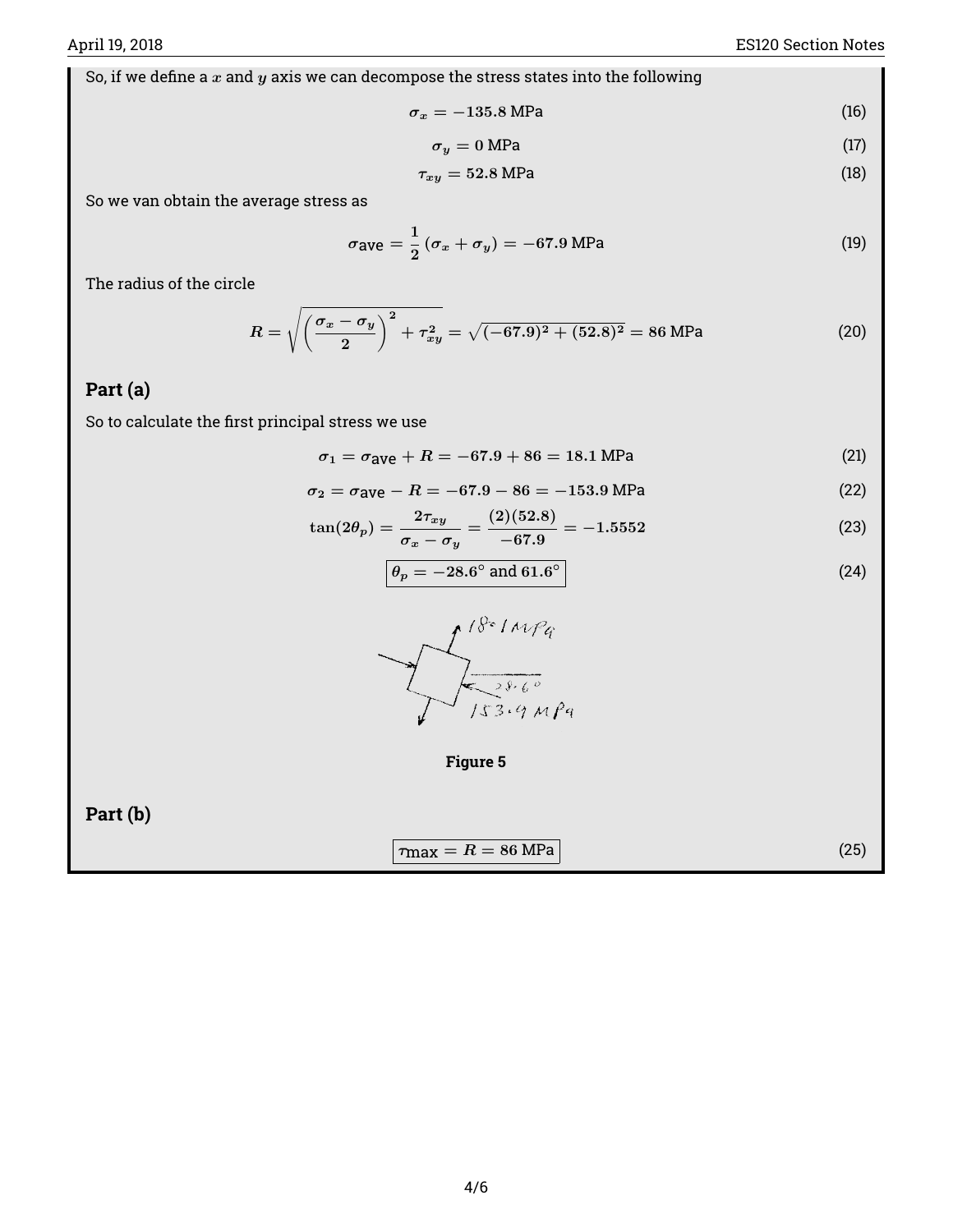So, if we define a $x$ and $y$ axis we can decompose the stress states into the following

$$\sigma_x = -135.8 \text{ MPa} \tag{16}$$

$$\sigma_y = 0 \text{ MPa} \tag{17}$$

$$\tau_{xy} = 52.8 \text{ MPa} \tag{18}$$

So we van obtain the average stress as

$$\sigma_{\text{ave}} = \frac{1}{2}(\sigma_x + \sigma_y) = -67.9 \text{ MPa} \tag{19}$$

The radius of the circle

$$R = \sqrt{\left(\frac{\sigma_x - \sigma_y}{2}\right)^2 + \tau_{xy}^2} = \sqrt{(-67.9)^2 + (52.8)^2} = 86 \text{ MPa} \tag{20}$$

### Part (a)

So to calculate the first principal stress we use

$$\sigma_1 = \sigma_{\text{ave}} + R = -67.9 + 86 = 18.1 \text{ MPa} \tag{21}$$

$$\sigma_2 = \sigma_{\text{ave}} - R = -67.9 - 86 = -153.9 \text{ MPa} \tag{22}$$

$$\tan(2\theta_p) = \frac{2\tau_{xy}}{\sigma_x - \sigma_y} = \frac{(2)(52.8)}{-67.9} = -1.5552 \tag{23}$$

$$\boxed{\theta_p = -28.6^\circ \text{ and } 61.6^\circ} \tag{24}$$

18.1 MPa

28.6°

153.9 MPa

Figure 5

### Part (b)

$$\boxed{\tau_{\text{max}} = R = 86 \text{ MPa}} \tag{25}$$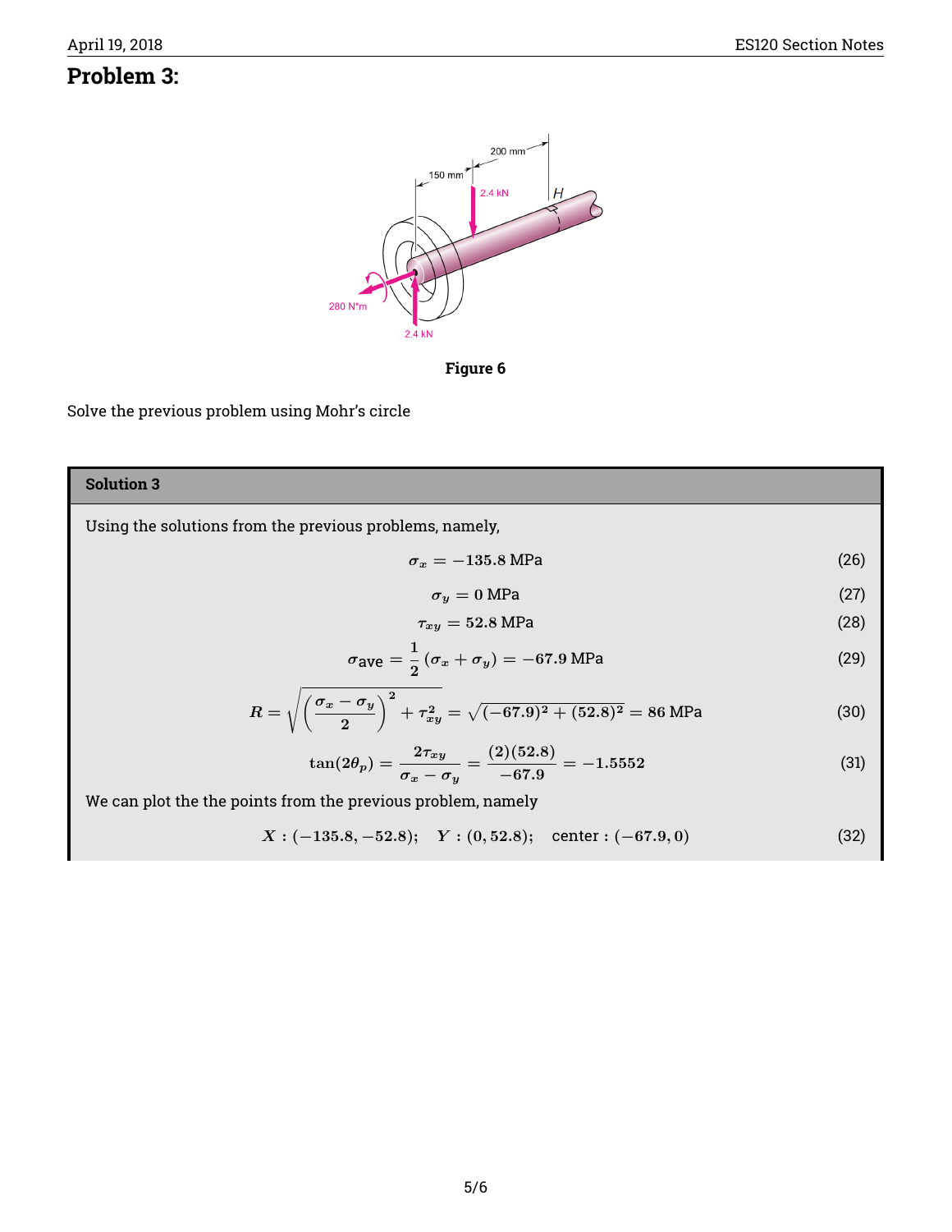## Problem 3:

Figure 6

Solve the previous problem using Mohr's circle

**Solution 3**

Using the solutions from the previous problems, namely,

$$\sigma_x = -135.8 \text{ MPa} \tag{26}$$

$$\sigma_y = 0 \text{ MPa} \tag{27}$$

$$\tau_{xy} = 52.8 \text{ MPa} \tag{28}$$

$$\sigma_{\text{ave}} = \frac{1}{2}(\sigma_x + \sigma_y) = -67.9 \text{ MPa} \tag{29}$$

$$R = \sqrt{\left(\frac{\sigma_x - \sigma_y}{2}\right)^2 + \tau_{xy}^2} = \sqrt{(-67.9)^2 + (52.8)^2} = 86 \text{ MPa} \tag{30}$$

$$\tan(2\theta_p) = \frac{2\tau_{xy}}{\sigma_x - \sigma_y} = \frac{(2)(52.8)}{-67.9} = -1.5552 \tag{31}$$

We can plot the the points from the previous problem, namely

$$X : (-135.8, -52.8); \quad Y : (0, 52.8); \quad \text{center} : (-67.9, 0) \tag{32}$$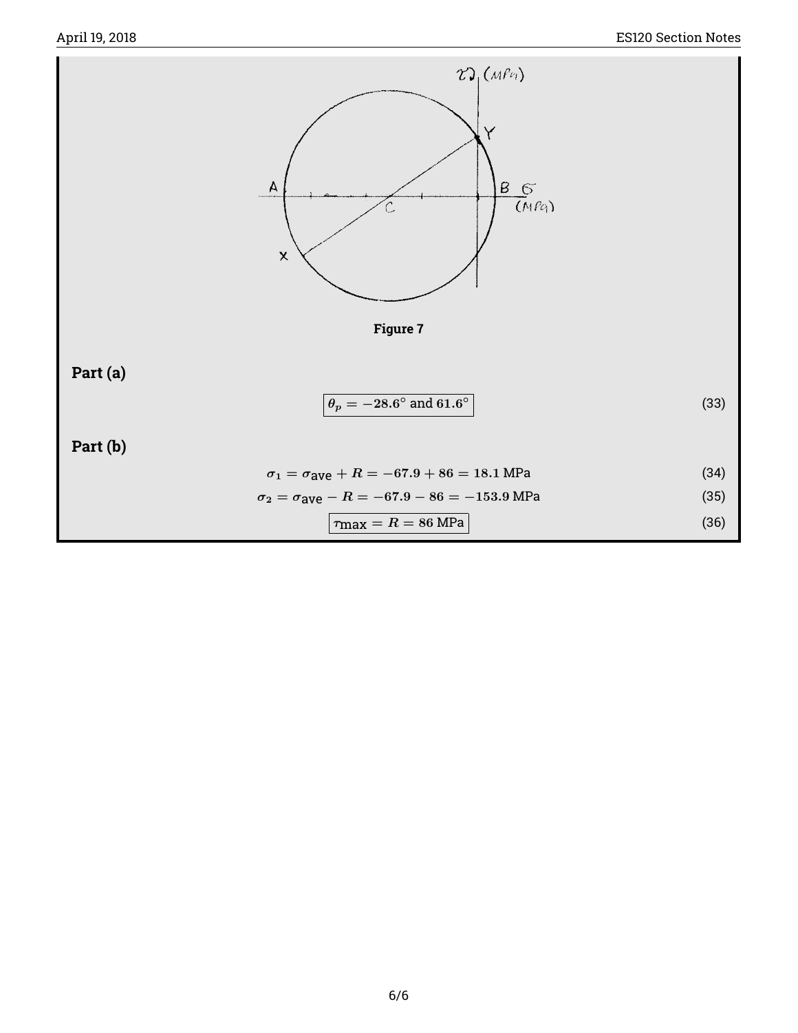τ (MPa)

Y

A

B σ (MPa)

C

X

**Figure 7**

### Part (a)

$$\boxed{\theta_p = -28.6^\circ \text{ and } 61.6^\circ} \tag{33}$$

### Part (b)

$$\sigma_1 = \sigma_{\text{ave}} + R = -67.9 + 86 = 18.1 \text{ MPa} \tag{34}$$

$$\sigma_2 = \sigma_{\text{ave}} - R = -67.9 - 86 = -153.9 \text{ MPa} \tag{35}$$

$$\boxed{\tau_{\text{max}} = R = 86 \text{ MPa}} \tag{36}$$